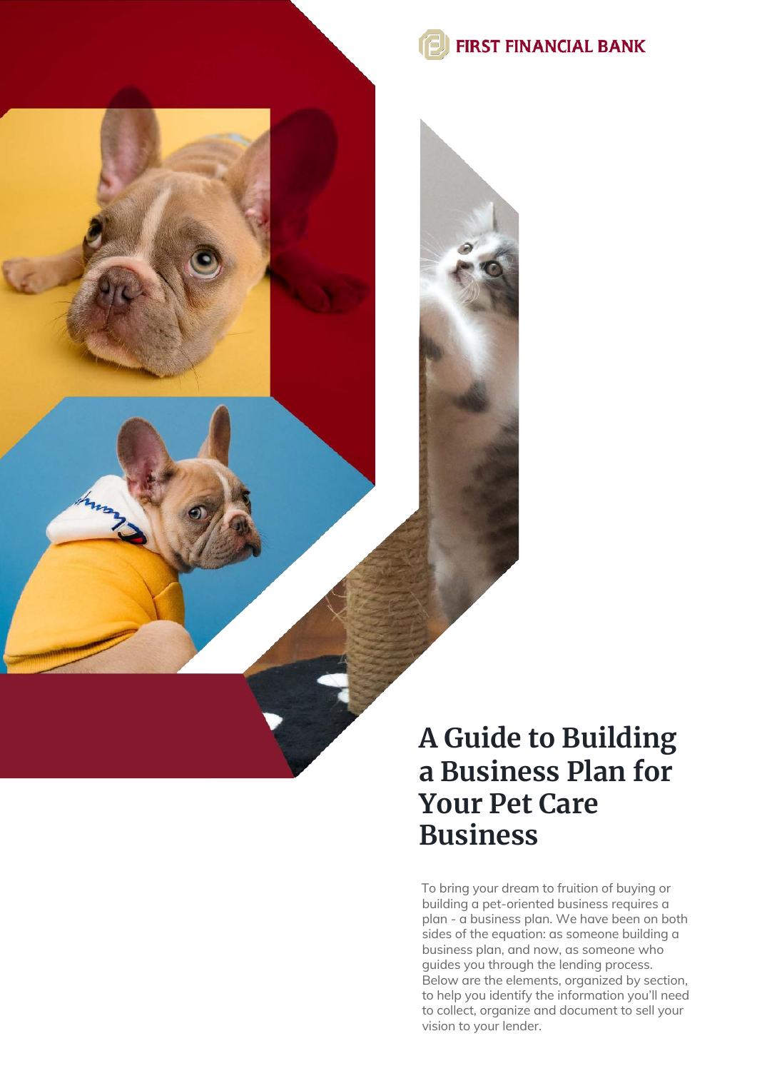FIRST FINANCIAL BANK

# A Guide to Building a Business Plan for Your Pet Care Business

To bring your dream to fruition of buying or building a pet-oriented business requires a plan - a business plan. We have been on both sides of the equation: as someone building a business plan, and now, as someone who guides you through the lending process. Below are the elements, organized by section, to help you identify the information you'll need to collect, organize and document to sell your vision to your lender.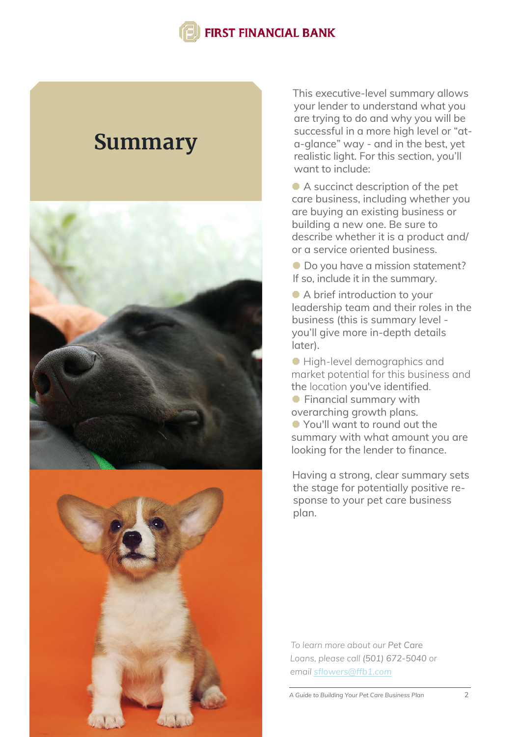# Summary

This executive-level summary allows your lender to understand what you are trying to do and why you will be successful in a more high level or "at-a-glance" way - and in the best, yet realistic light. For this section, you'll want to include:

- A succinct description of the pet care business, including whether you are buying an existing business or building a new one. Be sure to describe whether it is a product and/or a service oriented business.
- Do you have a mission statement? If so, include it in the summary.
- A brief introduction to your leadership team and their roles in the business (this is summary level - you'll give more in-depth details later).
- High-level demographics and market potential for this business and the location you've identified.
- Financial summary with overarching growth plans.
- You'll want to round out the summary with what amount you are looking for the lender to finance.

Having a strong, clear summary sets the stage for potentially positive response to your pet care business plan.

*To learn more about our Pet Care Loans, please call (501) 672-5040 or email [sflowers@ffb1.com](mailto:sflowers@ffb1.com)*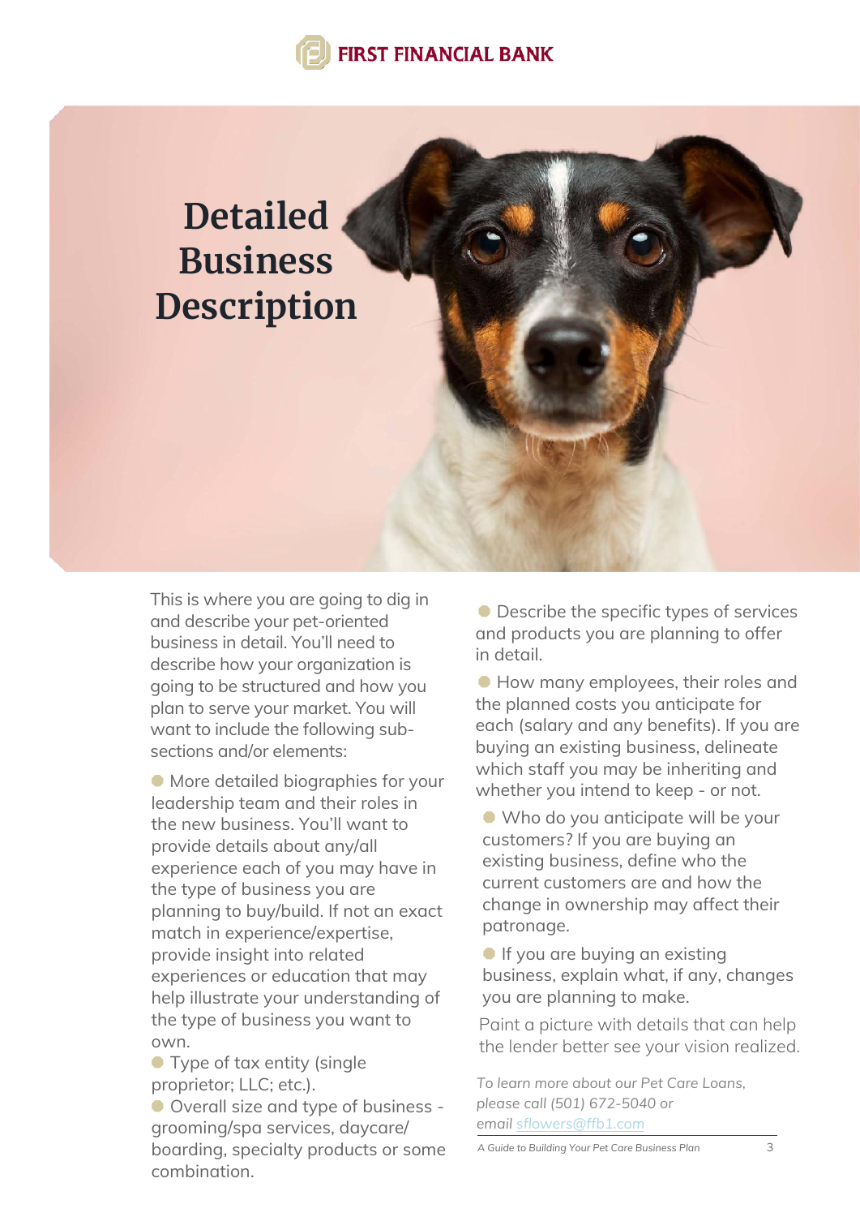# Detailed Business Description

This is where you are going to dig in and describe your pet-oriented business in detail. You'll need to describe how your organization is going to be structured and how you plan to serve your market. You will want to include the following sub-sections and/or elements:

- More detailed biographies for your leadership team and their roles in the new business. You'll want to provide details about any/all experience each of you may have in the type of business you are planning to buy/build. If not an exact match in experience/expertise, provide insight into related experiences or education that may help illustrate your understanding of the type of business you want to own.
- Type of tax entity (single proprietor; LLC; etc.).
- Overall size and type of business - grooming/spa services, daycare/boarding, specialty products or some combination.
- Describe the specific types of services and products you are planning to offer in detail.
- How many employees, their roles and the planned costs you anticipate for each (salary and any benefits). If you are buying an existing business, delineate which staff you may be inheriting and whether you intend to keep - or not.
- Who do you anticipate will be your customers? If you are buying an existing business, define who the current customers are and how the change in ownership may affect their patronage.
- If you are buying an existing business, explain what, if any, changes you are planning to make.

Paint a picture with details that can help the lender better see your vision realized.

*To learn more about our Pet Care Loans, please call (501) 672-5040 or email sflowers@ffb1.com*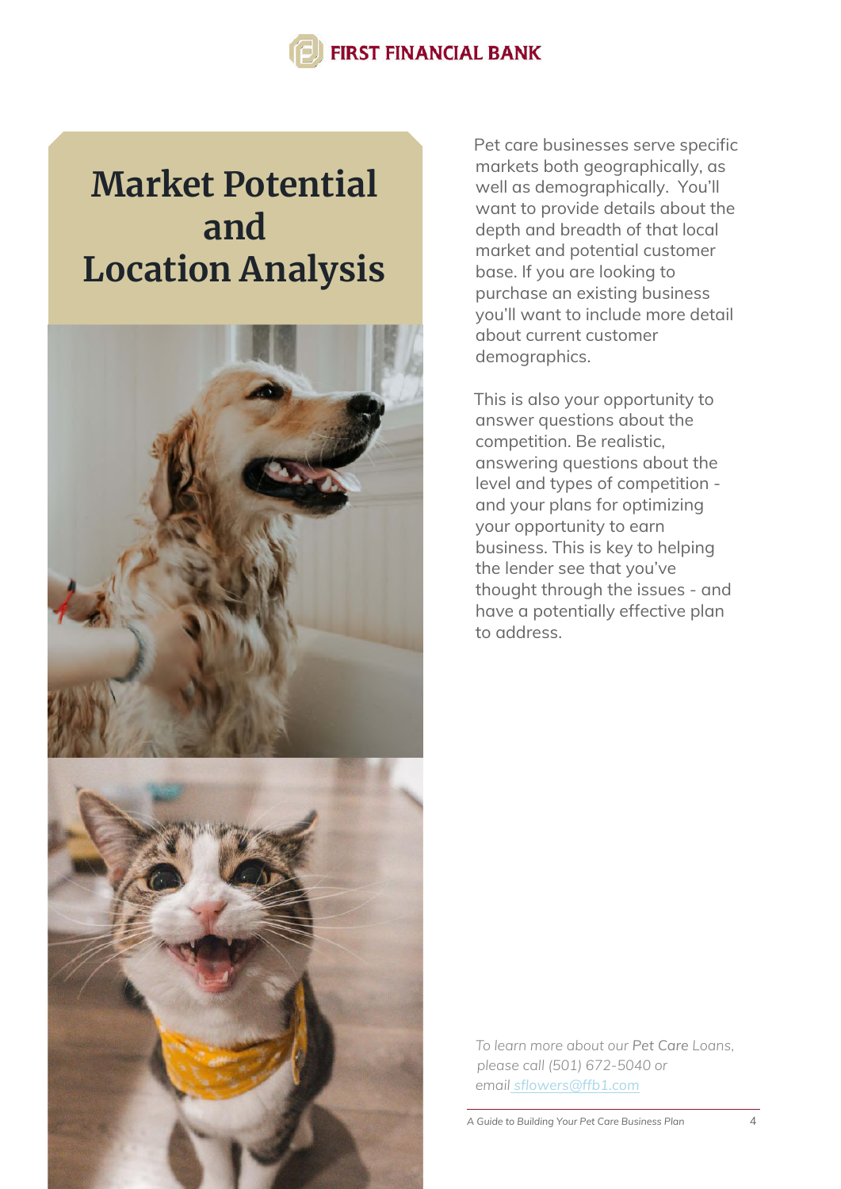# Market Potential and Location Analysis

Pet care businesses serve specific markets both geographically, as well as demographically. You'll want to provide details about the depth and breadth of that local market and potential customer base. If you are looking to purchase an existing business you'll want to include more detail about current customer demographics.

This is also your opportunity to answer questions about the competition. Be realistic, answering questions about the level and types of competition - and your plans for optimizing your opportunity to earn business. This is key to helping the lender see that you've thought through the issues - and have a potentially effective plan to address.

*To learn more about our Pet Care Loans, please call (501) 672-5040 or email sflowers@ffb1.com*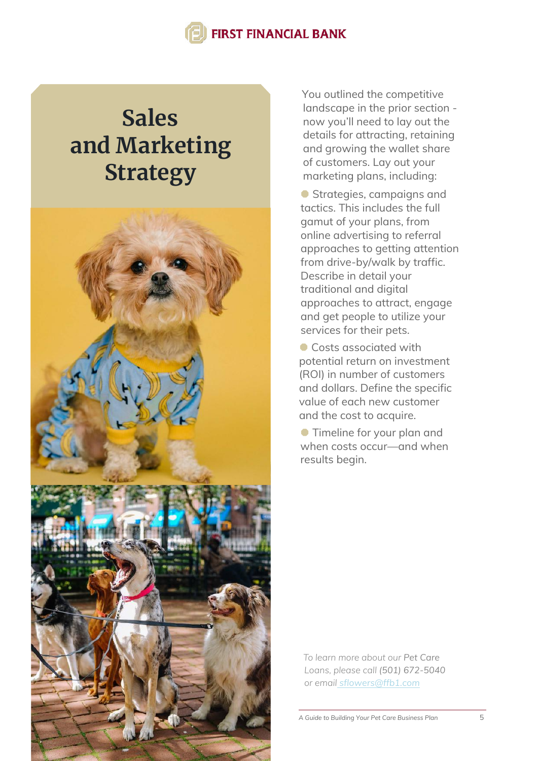# Sales and Marketing Strategy

You outlined the competitive landscape in the prior section - now you'll need to lay out the details for attracting, retaining and growing the wallet share of customers. Lay out your marketing plans, including:

- Strategies, campaigns and tactics. This includes the full gamut of your plans, from online advertising to referral approaches to getting attention from drive-by/walk by traffic. Describe in detail your traditional and digital approaches to attract, engage and get people to utilize your services for their pets.
- Costs associated with potential return on investment (ROI) in number of customers and dollars. Define the specific value of each new customer and the cost to acquire.
- Timeline for your plan and when costs occur—and when results begin.

*To learn more about our Pet Care Loans, please call (501) 672-5040 or email* sflowers@ffb1.com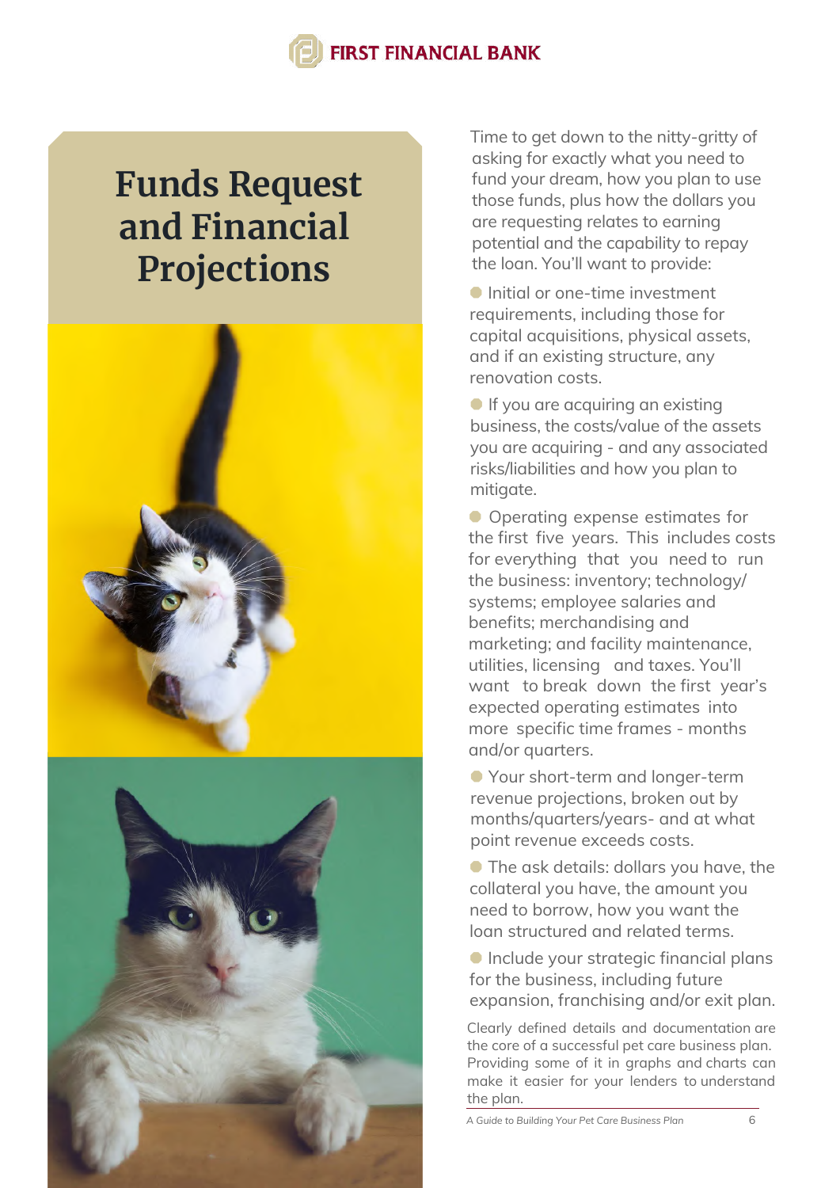# Funds Request and Financial Projections

Time to get down to the nitty-gritty of asking for exactly what you need to fund your dream, how you plan to use those funds, plus how the dollars you are requesting relates to earning potential and the capability to repay the loan. You'll want to provide:

- Initial or one-time investment requirements, including those for capital acquisitions, physical assets, and if an existing structure, any renovation costs.
- If you are acquiring an existing business, the costs/value of the assets you are acquiring - and any associated risks/liabilities and how you plan to mitigate.
- Operating expense estimates for the first five years. This includes costs for everything that you need to run the business: inventory; technology/systems; employee salaries and benefits; merchandising and marketing; and facility maintenance, utilities, licensing and taxes. You'll want to break down the first year's expected operating estimates into more specific time frames - months and/or quarters.
- Your short-term and longer-term revenue projections, broken out by months/quarters/years- and at what point revenue exceeds costs.
- The ask details: dollars you have, the collateral you have, the amount you need to borrow, how you want the loan structured and related terms.
- Include your strategic financial plans for the business, including future expansion, franchising and/or exit plan.

Clearly defined details and documentation are the core of a successful pet care business plan. Providing some of it in graphs and charts can make it easier for your lenders to understand the plan.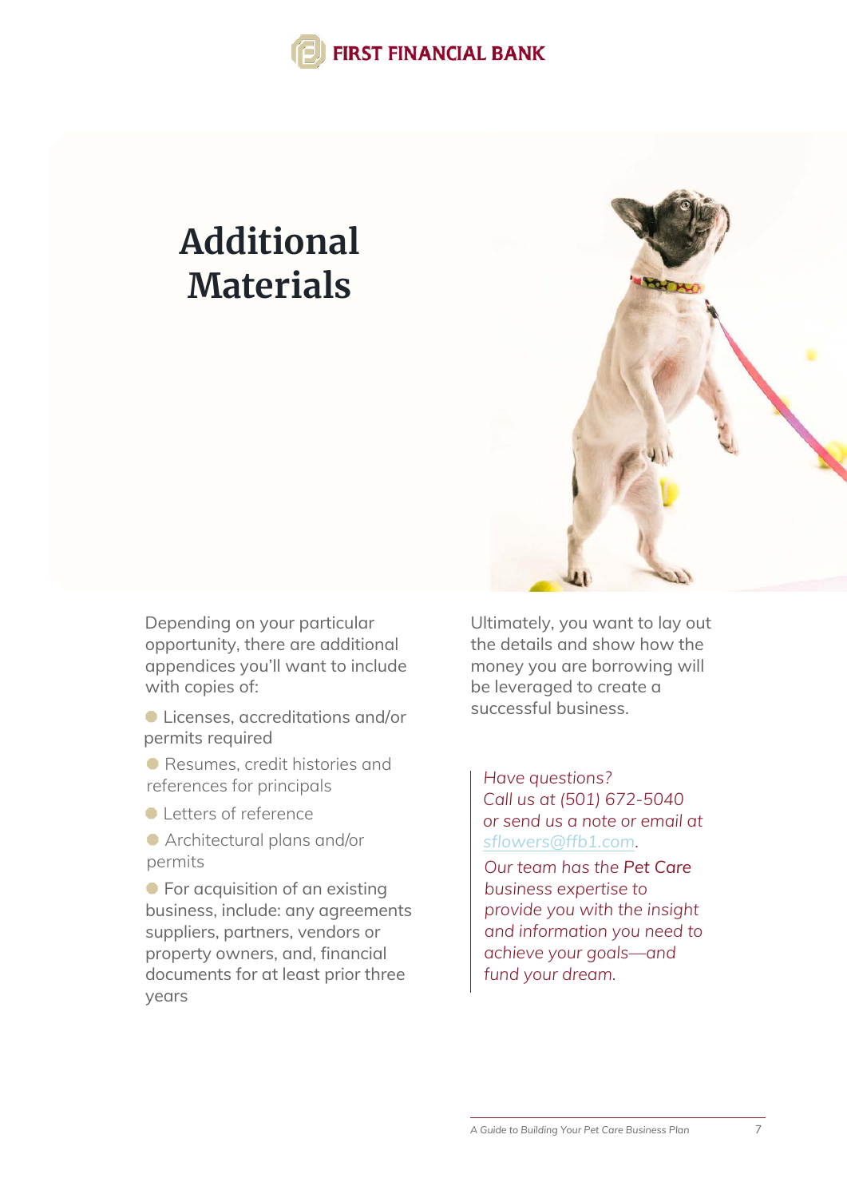# Additional Materials

Depending on your particular opportunity, there are additional appendices you'll want to include with copies of:

- Licenses, accreditations and/or permits required
- Resumes, credit histories and references for principals
- Letters of reference
- Architectural plans and/or permits
- For acquisition of an existing business, include: any agreements suppliers, partners, vendors or property owners, and, financial documents for at least prior three years

Ultimately, you want to lay out the details and show how the money you are borrowing will be leveraged to create a successful business.

*Have questions? Call us at (501) 672-5040 or send us a note or email at [sflowers@ffb1.com](mailto:sflowers@ffb1.com).*

*Our team has the* Pet Care *business expertise to provide you with the insight and information you need to achieve your goals—and fund your dream.*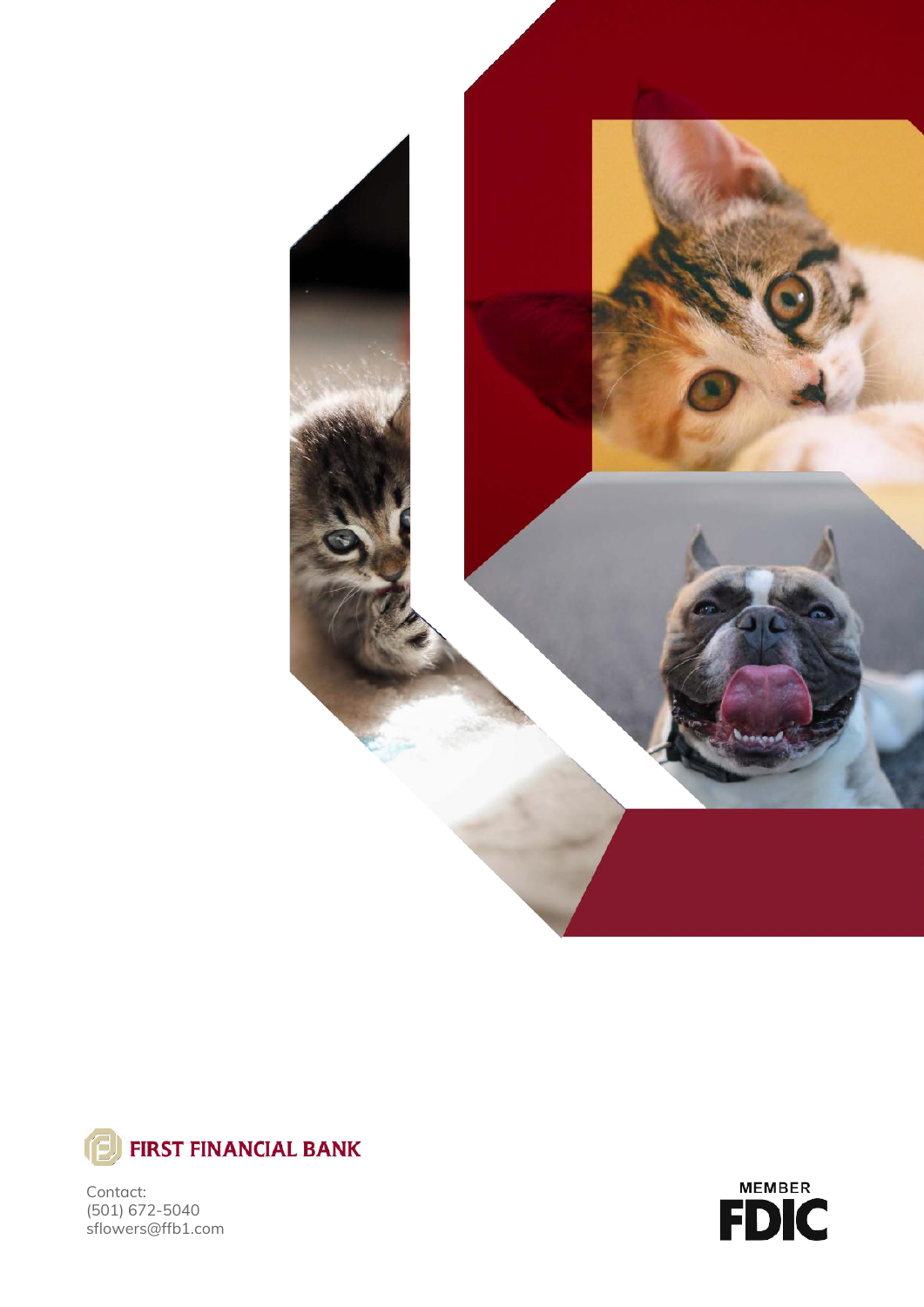FIRST FINANCIAL BANK

Contact:
(501) 672-5040
sflowers@ffb1.com

MEMBER FDIC